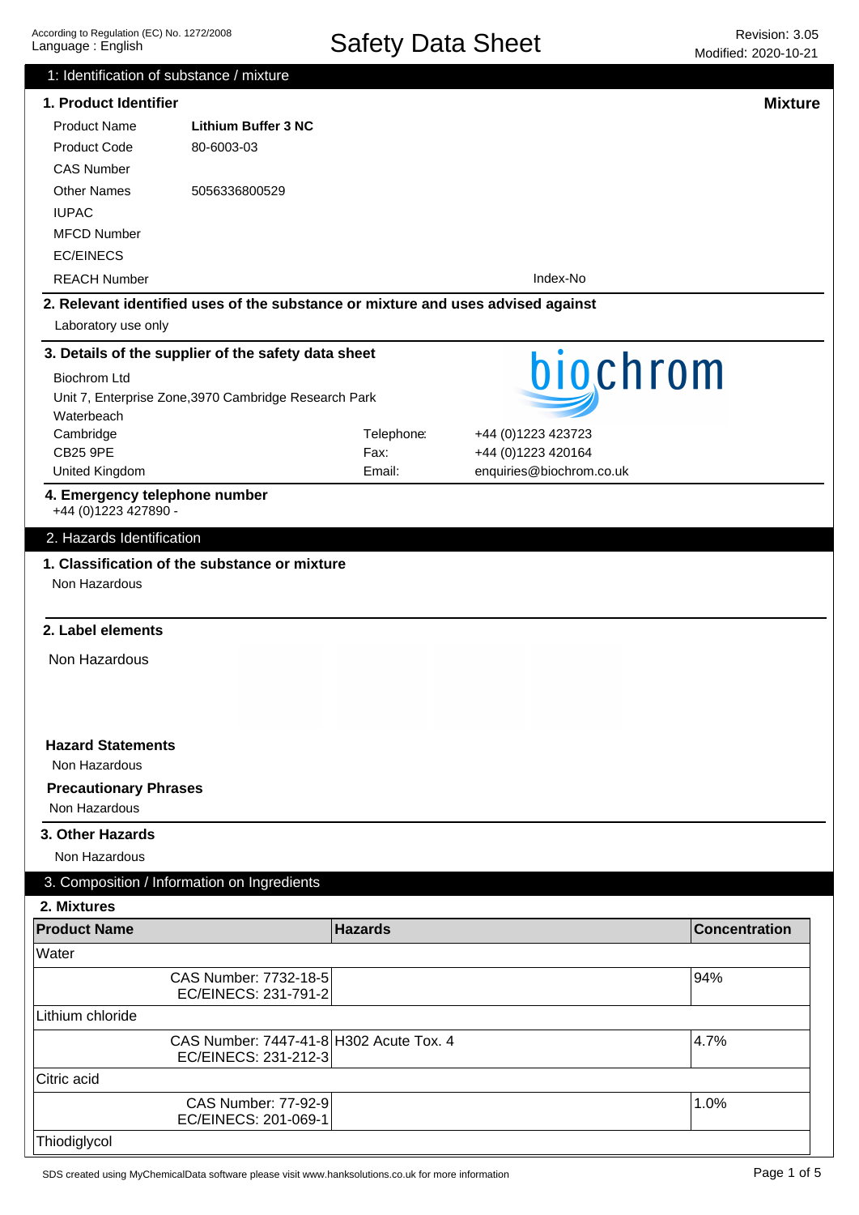According to Regulation (EC) No. 1272/2008
Language : English

# Safety Data Sheet

Revision: 3.05
Modified: 2020-10-21

## 1: Identification of substance / mixture

### 1. Product Identifier

**Mixture**

| | |
|---|---|
| Product Name | **Lithium Buffer 3 NC** |
| Product Code | 80-6003-03 |
| CAS Number | |
| Other Names | 5056336800529 |
| IUPAC | |
| MFCD Number | |
| EC/EINECS | |
| REACH Number | |

Index-No

### 2. Relevant identified uses of the substance or mixture and uses advised against

Laboratory use only

### 3. Details of the supplier of the safety data sheet

Biochrom Ltd
Unit 7, Enterprise Zone,3970 Cambridge Research Park
Waterbeach
Cambridge
CB25 9PE
United Kingdom

Telephone: +44 (0)1223 423723
Fax: +44 (0)1223 420164
Email: enquiries@biochrom.co.uk

biochrom

### 4. Emergency telephone number

+44 (0)1223 427890 -

## 2. Hazards Identification

### 1. Classification of the substance or mixture

Non Hazardous

### 2. Label elements

Non Hazardous

**Hazard Statements**

Non Hazardous

**Precautionary Phrases**

Non Hazardous

### 3. Other Hazards

Non Hazardous

## 3. Composition / Information on Ingredients

### 2. Mixtures

| Product Name | Hazards | Concentration |
|---|---|---|
| Water | | |
| CAS Number: 7732-18-5<br>EC/EINECS: 231-791-2 | | 94% |
| Lithium chloride | | |
| CAS Number: 7447-41-8<br>EC/EINECS: 231-212-3 | H302 Acute Tox. 4 | 4.7% |
| Citric acid | | |
| CAS Number: 77-92-9<br>EC/EINECS: 201-069-1 | | 1.0% |
| Thiodiglycol | | |

SDS created using MyChemicalData software please visit www.hanksolutions.co.uk for more information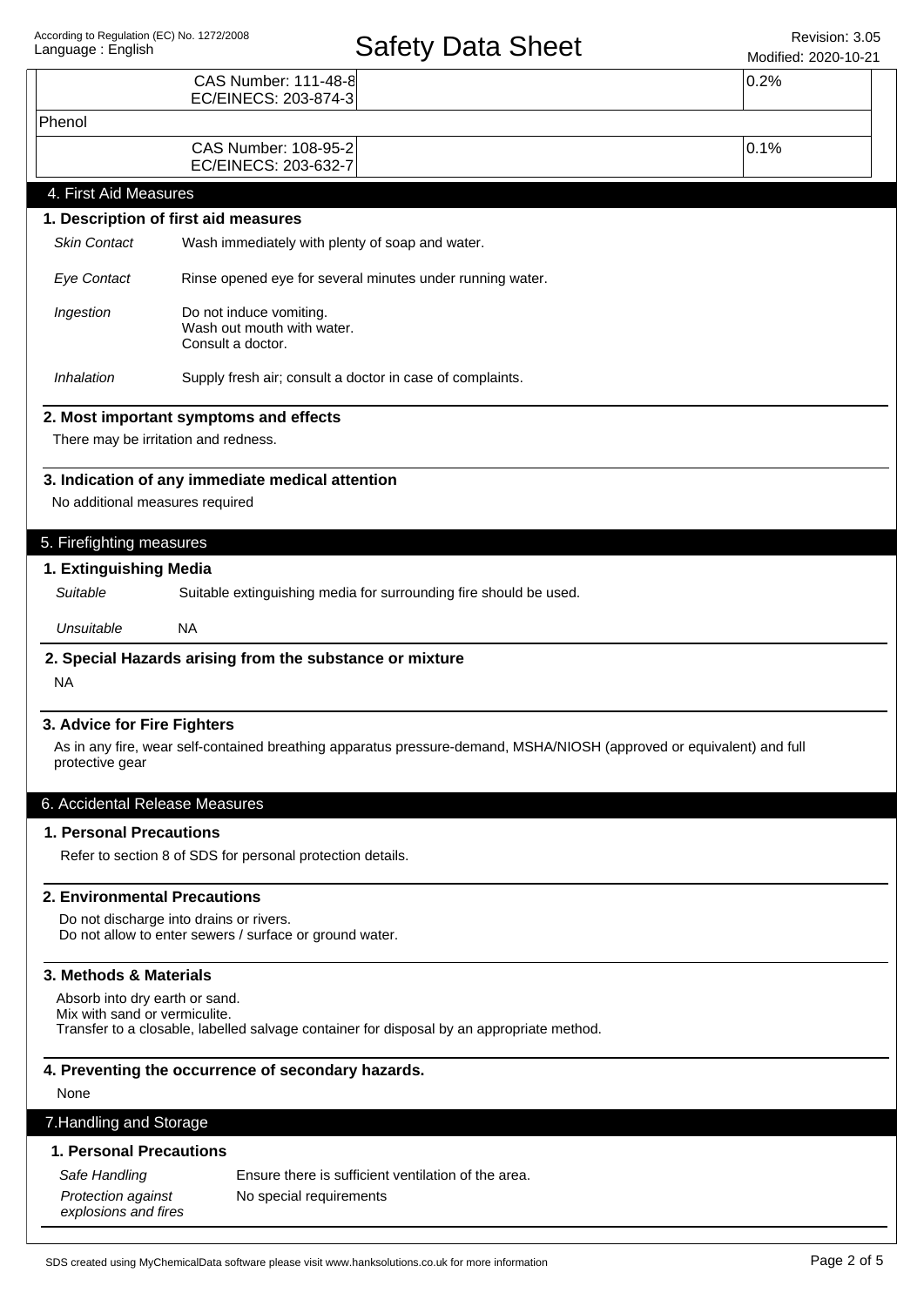| | | |
|---|---|---|
| CAS Number: 111-48-8<br>EC/EINECS: 203-874-3 | | 0.2% |
| Phenol | | |
| CAS Number: 108-95-2<br>EC/EINECS: 203-632-7 | | 0.1% |

## 4. First Aid Measures

### 1. Description of first aid measures

*Skin Contact* — Wash immediately with plenty of soap and water.

*Eye Contact* — Rinse opened eye for several minutes under running water.

*Ingestion* — Do not induce vomiting.
Wash out mouth with water.
Consult a doctor.

*Inhalation* — Supply fresh air; consult a doctor in case of complaints.

### 2. Most important symptoms and effects

There may be irritation and redness.

### 3. Indication of any immediate medical attention

No additional measures required

## 5. Firefighting measures

### 1. Extinguishing Media

*Suitable* — Suitable extinguishing media for surrounding fire should be used.

*Unsuitable* — NA

### 2. Special Hazards arising from the substance or mixture

NA

### 3. Advice for Fire Fighters

As in any fire, wear self-contained breathing apparatus pressure-demand, MSHA/NIOSH (approved or equivalent) and full protective gear

## 6. Accidental Release Measures

### 1. Personal Precautions

Refer to section 8 of SDS for personal protection details.

### 2. Environmental Precautions

Do not discharge into drains or rivers.
Do not allow to enter sewers / surface or ground water.

### 3. Methods & Materials

Absorb into dry earth or sand.
Mix with sand or vermiculite.
Transfer to a closable, labelled salvage container for disposal by an appropriate method.

### 4. Preventing the occurrence of secondary hazards.

None

## 7.Handling and Storage

### 1. Personal Precautions

*Safe Handling* — Ensure there is sufficient ventilation of the area.

*Protection against explosions and fires* — No special requirements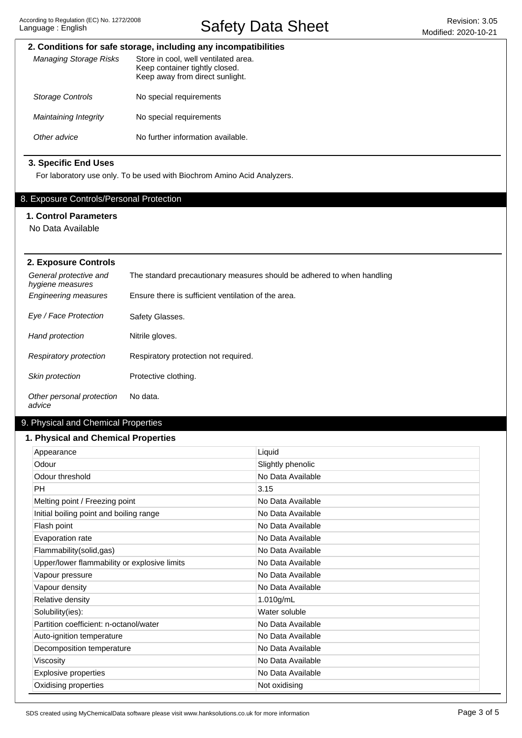### 2. Conditions for safe storage, including any incompatibilities

| | |
|---|---|
| *Managing Storage Risks* | Store in cool, well ventilated area. Keep container tightly closed. Keep away from direct sunlight. |
| *Storage Controls* | No special requirements |
| *Maintaining Integrity* | No special requirements |
| *Other advice* | No further information available. |

### 3. Specific End Uses

For laboratory use only. To be used with Biochrom Amino Acid Analyzers.

## 8. Exposure Controls/Personal Protection

### 1. Control Parameters

No Data Available

### 2. Exposure Controls

| | |
|---|---|
| *General protective and hygiene measures* | The standard precautionary measures should be adhered to when handling |
| *Engineering measures* | Ensure there is sufficient ventilation of the area. |
| *Eye / Face Protection* | Safety Glasses. |
| *Hand protection* | Nitrile gloves. |
| *Respiratory protection* | Respiratory protection not required. |
| *Skin protection* | Protective clothing. |
| *Other personal protection advice* | No data. |

## 9. Physical and Chemical Properties

### 1. Physical and Chemical Properties

| | |
|---|---|
| Appearance | Liquid |
| Odour | Slightly phenolic |
| Odour threshold | No Data Available |
| PH | 3.15 |
| Melting point / Freezing point | No Data Available |
| Initial boiling point and boiling range | No Data Available |
| Flash point | No Data Available |
| Evaporation rate | No Data Available |
| Flammability(solid,gas) | No Data Available |
| Upper/lower flammability or explosive limits | No Data Available |
| Vapour pressure | No Data Available |
| Vapour density | No Data Available |
| Relative density | 1.010g/mL |
| Solubility(ies): | Water soluble |
| Partition coefficient: n-octanol/water | No Data Available |
| Auto-ignition temperature | No Data Available |
| Decomposition temperature | No Data Available |
| Viscosity | No Data Available |
| Explosive properties | No Data Available |
| Oxidising properties | Not oxidising |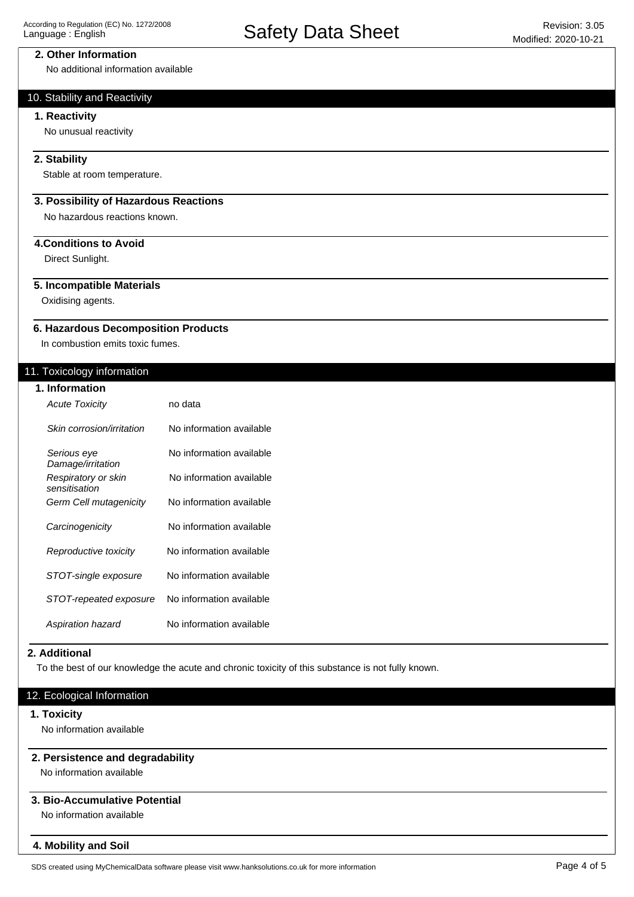### 2. Other Information

No additional information available

## 10. Stability and Reactivity

### 1. Reactivity

No unusual reactivity

### 2. Stability

Stable at room temperature.

### 3. Possibility of Hazardous Reactions

No hazardous reactions known.

### 4.Conditions to Avoid

Direct Sunlight.

### 5. Incompatible Materials

Oxidising agents.

### 6. Hazardous Decomposition Products

In combustion emits toxic fumes.

## 11. Toxicology information

### 1. Information

| | |
|---|---|
| *Acute Toxicity* | no data |
| *Skin corrosion/irritation* | No information available |
| *Serious eye Damage/irritation* | No information available |
| *Respiratory or skin sensitisation* | No information available |
| *Germ Cell mutagenicity* | No information available |
| *Carcinogenicity* | No information available |
| *Reproductive toxicity* | No information available |
| *STOT-single exposure* | No information available |
| *STOT-repeated exposure* | No information available |
| *Aspiration hazard* | No information available |

### 2. Additional

To the best of our knowledge the acute and chronic toxicity of this substance is not fully known.

## 12. Ecological Information

### 1. Toxicity

No information available

### 2. Persistence and degradability

No information available

### 3. Bio-Accumulative Potential

No information available

### 4. Mobility and Soil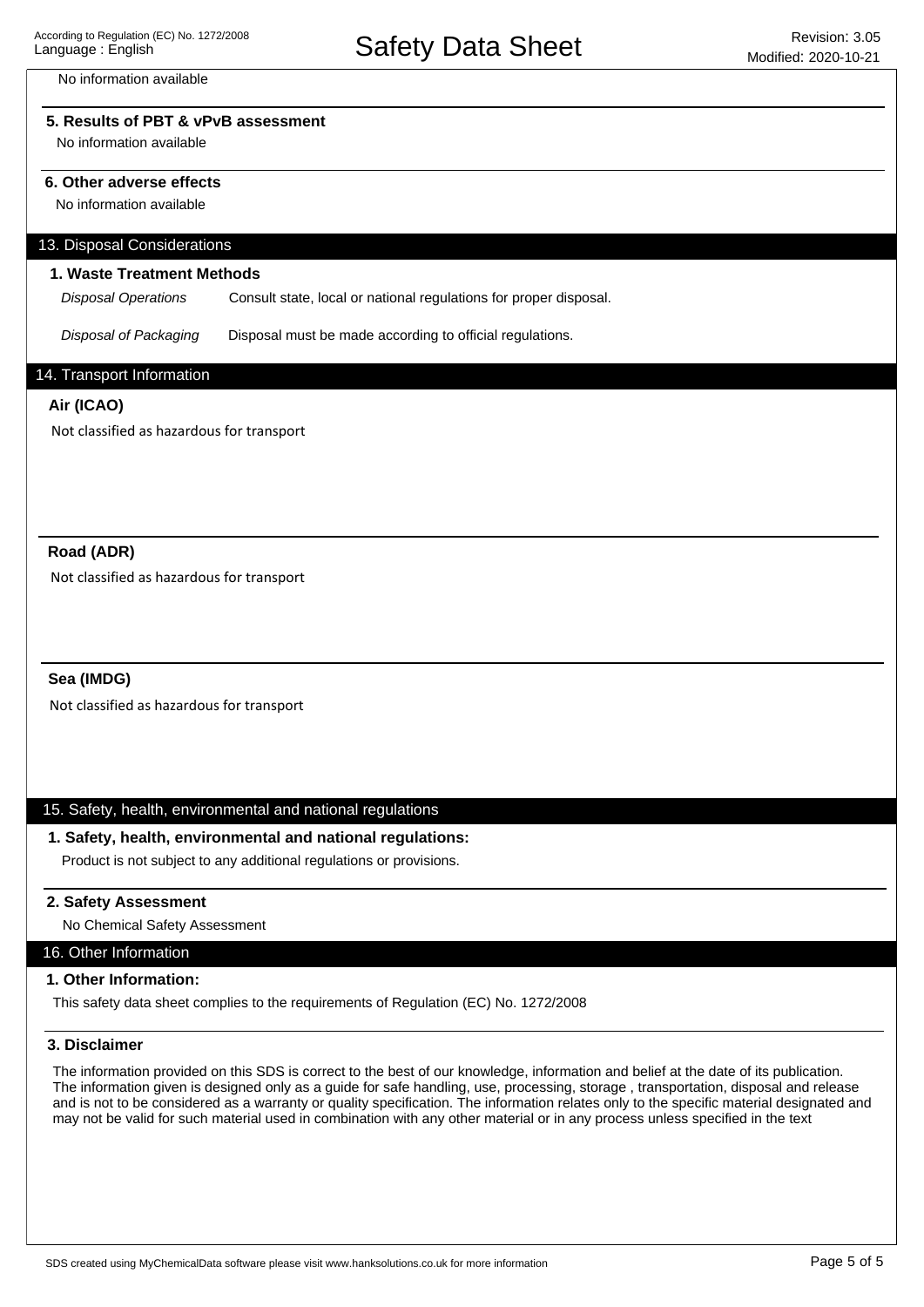No information available

### 5. Results of PBT & vPvB assessment

No information available

### 6. Other adverse effects

No information available

## 13. Disposal Considerations

### 1. Waste Treatment Methods

*Disposal Operations* Consult state, local or national regulations for proper disposal.

*Disposal of Packaging* Disposal must be made according to official regulations.

## 14. Transport Information

### Air (ICAO)

Not classified as hazardous for transport

### Road (ADR)

Not classified as hazardous for transport

### Sea (IMDG)

Not classified as hazardous for transport

## 15. Safety, health, environmental and national regulations

### 1. Safety, health, environmental and national regulations:

Product is not subject to any additional regulations or provisions.

### 2. Safety Assessment

No Chemical Safety Assessment

## 16. Other Information

### 1. Other Information:

This safety data sheet complies to the requirements of Regulation (EC) No. 1272/2008

### 3. Disclaimer

The information provided on this SDS is correct to the best of our knowledge, information and belief at the date of its publication. The information given is designed only as a guide for safe handling, use, processing, storage , transportation, disposal and release and is not to be considered as a warranty or quality specification. The information relates only to the specific material designated and may not be valid for such material used in combination with any other material or in any process unless specified in the text